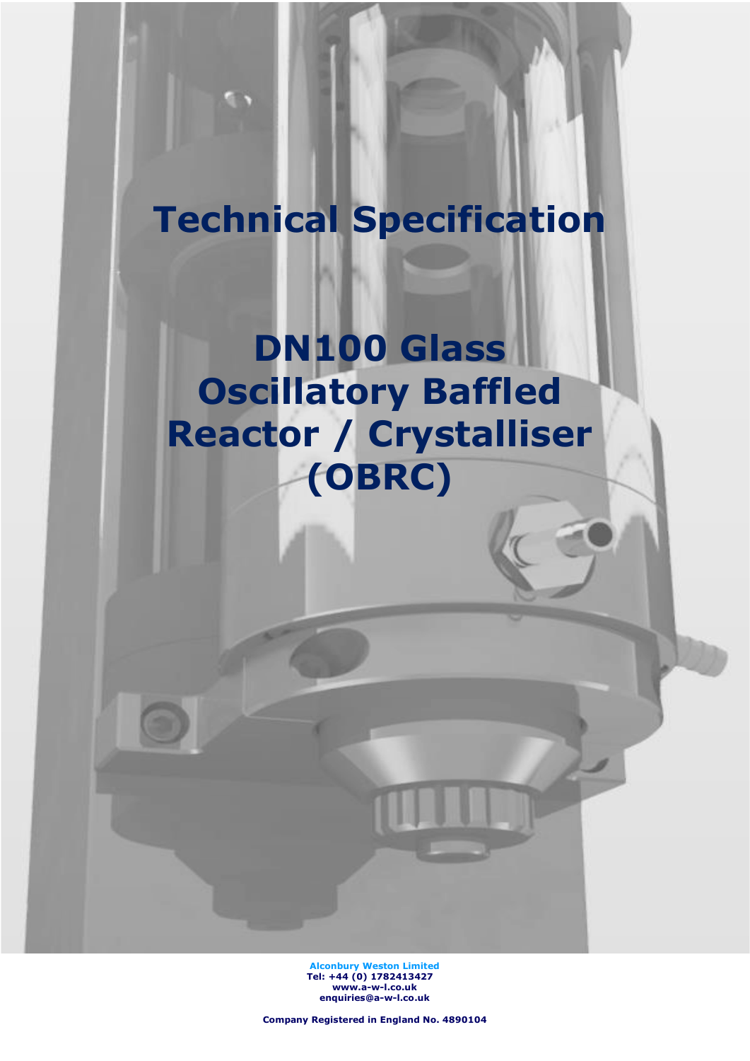# Technical Specification

# DN100 Glass Oscillatory Baffled Reactor / Crystalliser (OBRC)

**Alconbury Weston Limited**
**Tel: +44 (0) 1782413427**
**www.a-w-l.co.uk**
**enquiries@a-w-l.co.uk**

**Company Registered in England No. 4890104**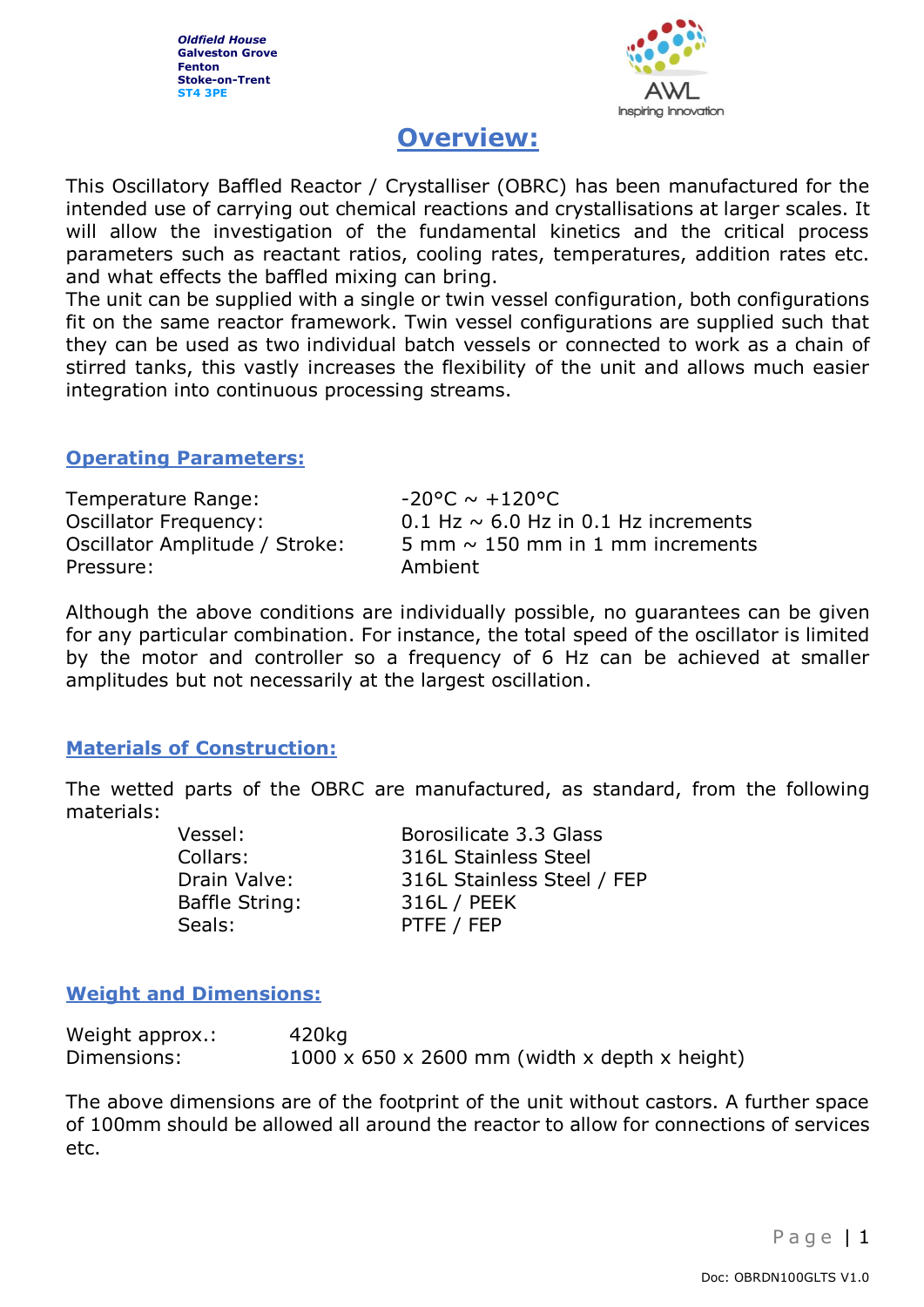Oldfield House
Galveston Grove
Fenton
Stoke-on-Trent
ST4 3PE

AWL
Inspiring Innovation

# Overview:

This Oscillatory Baffled Reactor / Crystalliser (OBRC) has been manufactured for the intended use of carrying out chemical reactions and crystallisations at larger scales. It will allow the investigation of the fundamental kinetics and the critical process parameters such as reactant ratios, cooling rates, temperatures, addition rates etc. and what effects the baffled mixing can bring.
The unit can be supplied with a single or twin vessel configuration, both configurations fit on the same reactor framework. Twin vessel configurations are supplied such that they can be used as two individual batch vessels or connected to work as a chain of stirred tanks, this vastly increases the flexibility of the unit and allows much easier integration into continuous processing streams.

## Operating Parameters:

| | |
|---|---|
| Temperature Range: | -20°C ~ +120°C |
| Oscillator Frequency: | 0.1 Hz ~ 6.0 Hz in 0.1 Hz increments |
| Oscillator Amplitude / Stroke: | 5 mm ~ 150 mm in 1 mm increments |
| Pressure: | Ambient |

Although the above conditions are individually possible, no guarantees can be given for any particular combination. For instance, the total speed of the oscillator is limited by the motor and controller so a frequency of 6 Hz can be achieved at smaller amplitudes but not necessarily at the largest oscillation.

## Materials of Construction:

The wetted parts of the OBRC are manufactured, as standard, from the following materials:

| | |
|---|---|
| Vessel: | Borosilicate 3.3 Glass |
| Collars: | 316L Stainless Steel |
| Drain Valve: | 316L Stainless Steel / FEP |
| Baffle String: | 316L / PEEK |
| Seals: | PTFE / FEP |

## Weight and Dimensions:

| | |
|---|---|
| Weight approx.: | 420kg |
| Dimensions: | 1000 x 650 x 2600 mm (width x depth x height) |

The above dimensions are of the footprint of the unit without castors. A further space of 100mm should be allowed all around the reactor to allow for connections of services etc.

Doc: OBRDN100GLTS V1.0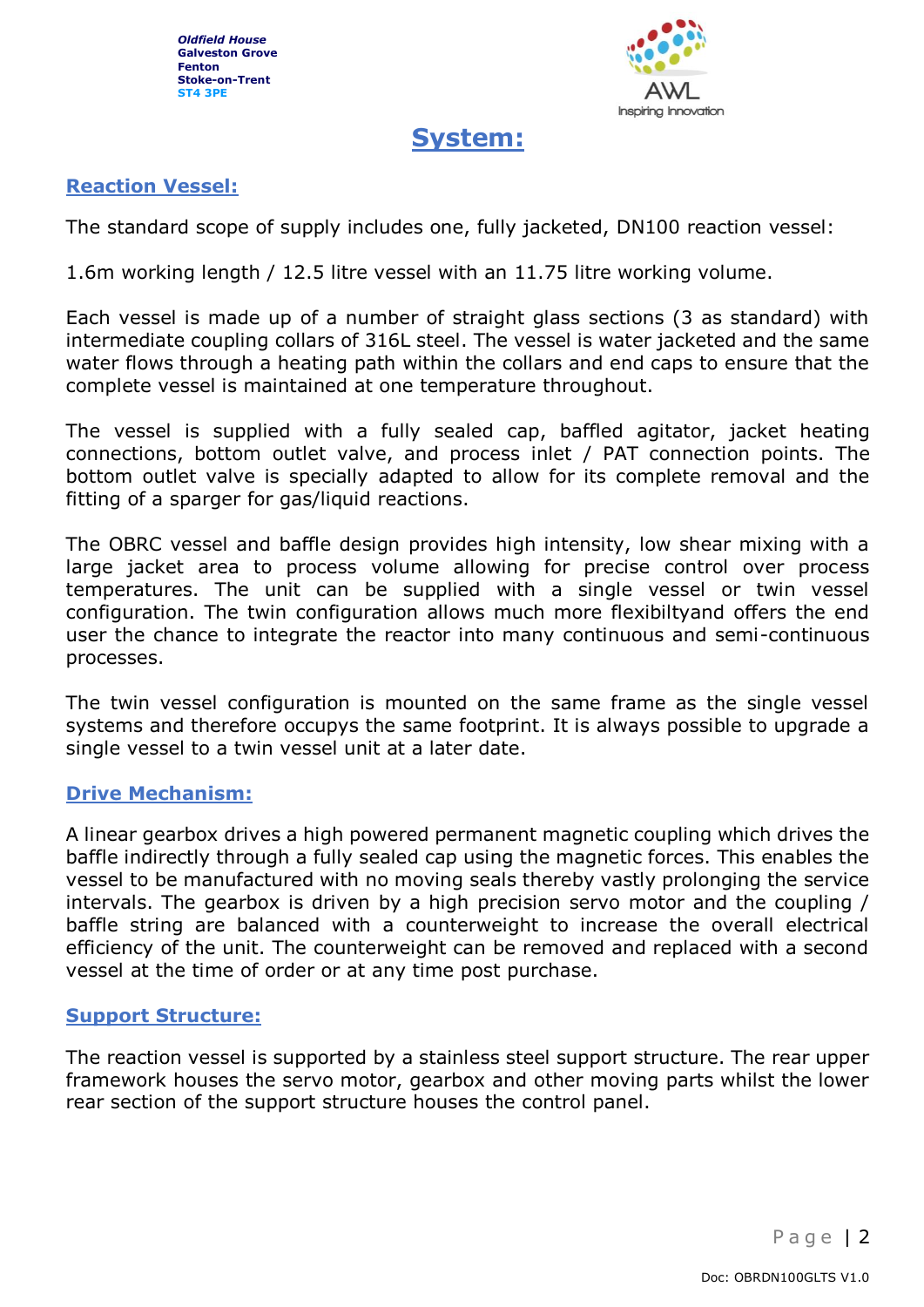# System:

## Reaction Vessel:

The standard scope of supply includes one, fully jacketed, DN100 reaction vessel:

1.6m working length / 12.5 litre vessel with an 11.75 litre working volume.

Each vessel is made up of a number of straight glass sections (3 as standard) with intermediate coupling collars of 316L steel. The vessel is water jacketed and the same water flows through a heating path within the collars and end caps to ensure that the complete vessel is maintained at one temperature throughout.

The vessel is supplied with a fully sealed cap, baffled agitator, jacket heating connections, bottom outlet valve, and process inlet / PAT connection points. The bottom outlet valve is specially adapted to allow for its complete removal and the fitting of a sparger for gas/liquid reactions.

The OBRC vessel and baffle design provides high intensity, low shear mixing with a large jacket area to process volume allowing for precise control over process temperatures. The unit can be supplied with a single vessel or twin vessel configuration. The twin configuration allows much more flexibiltyand offers the end user the chance to integrate the reactor into many continuous and semi-continuous processes.

The twin vessel configuration is mounted on the same frame as the single vessel systems and therefore occupys the same footprint. It is always possible to upgrade a single vessel to a twin vessel unit at a later date.

## Drive Mechanism:

A linear gearbox drives a high powered permanent magnetic coupling which drives the baffle indirectly through a fully sealed cap using the magnetic forces. This enables the vessel to be manufactured with no moving seals thereby vastly prolonging the service intervals. The gearbox is driven by a high precision servo motor and the coupling / baffle string are balanced with a counterweight to increase the overall electrical efficiency of the unit. The counterweight can be removed and replaced with a second vessel at the time of order or at any time post purchase.

## Support Structure:

The reaction vessel is supported by a stainless steel support structure. The rear upper framework houses the servo motor, gearbox and other moving parts whilst the lower rear section of the support structure houses the control panel.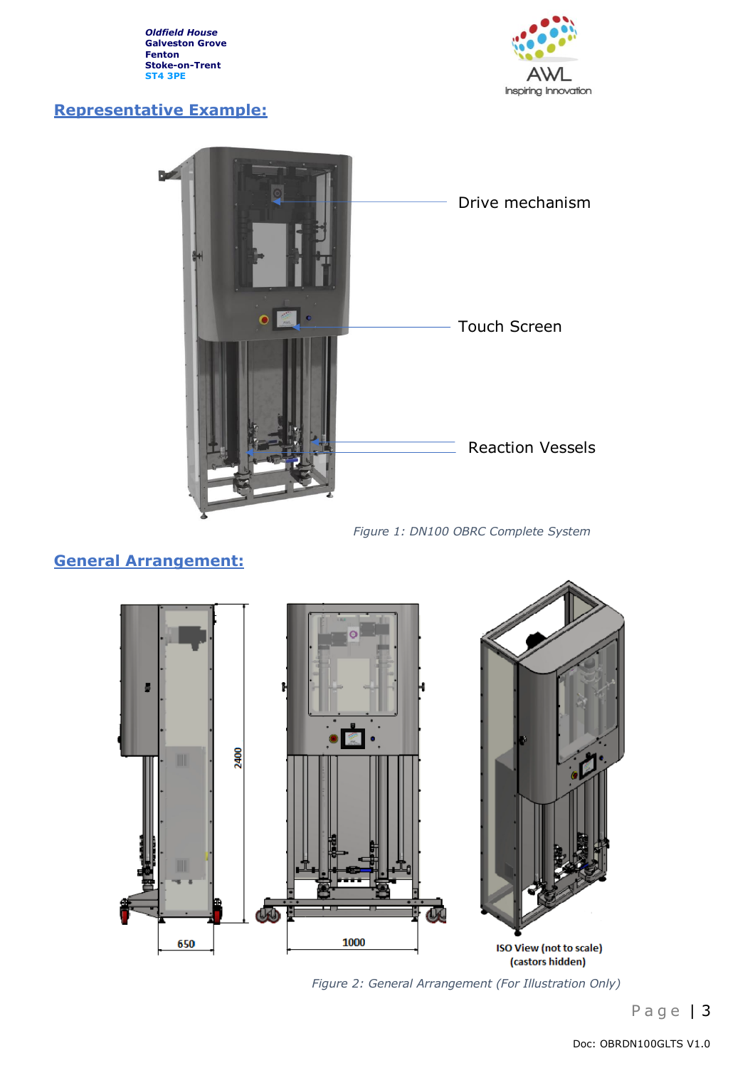## Representative Example:

Drive mechanism

Touch Screen

Reaction Vessels

*Figure 1: DN100 OBRC Complete System*

## General Arrangement:

2400

650

1000

ISO View (not to scale)
(castors hidden)

*Figure 2: General Arrangement (For Illustration Only)*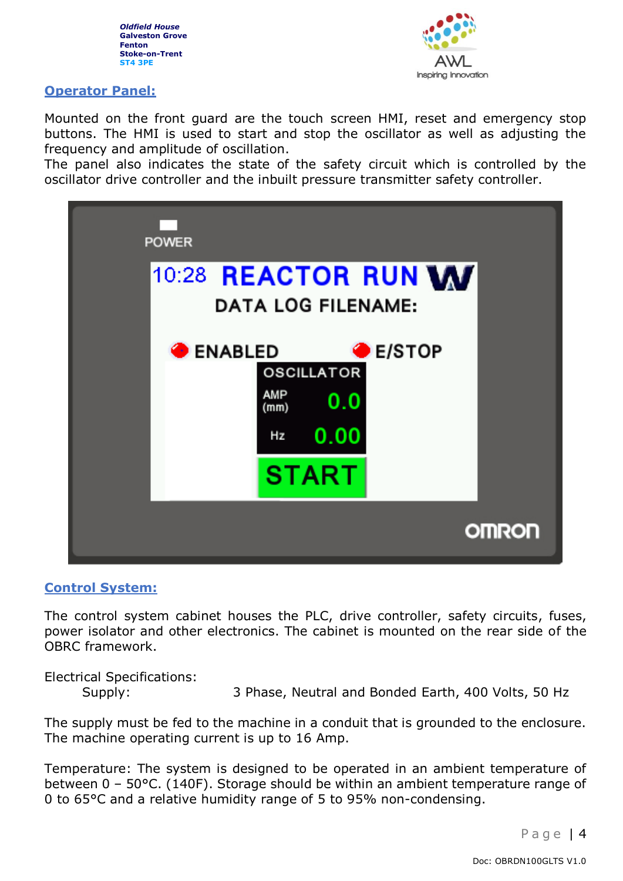## Operator Panel:

Mounted on the front guard are the touch screen HMI, reset and emergency stop buttons. The HMI is used to start and stop the oscillator as well as adjusting the frequency and amplitude of oscillation.
The panel also indicates the state of the safety circuit which is controlled by the oscillator drive controller and the inbuilt pressure transmitter safety controller.

## Control System:

The control system cabinet houses the PLC, drive controller, safety circuits, fuses, power isolator and other electronics. The cabinet is mounted on the rear side of the OBRC framework.

Electrical Specifications:

Supply: 3 Phase, Neutral and Bonded Earth, 400 Volts, 50 Hz

The supply must be fed to the machine in a conduit that is grounded to the enclosure. The machine operating current is up to 16 Amp.

Temperature: The system is designed to be operated in an ambient temperature of between 0 – 50°C. (140F). Storage should be within an ambient temperature range of 0 to 65°C and a relative humidity range of 5 to 95% non-condensing.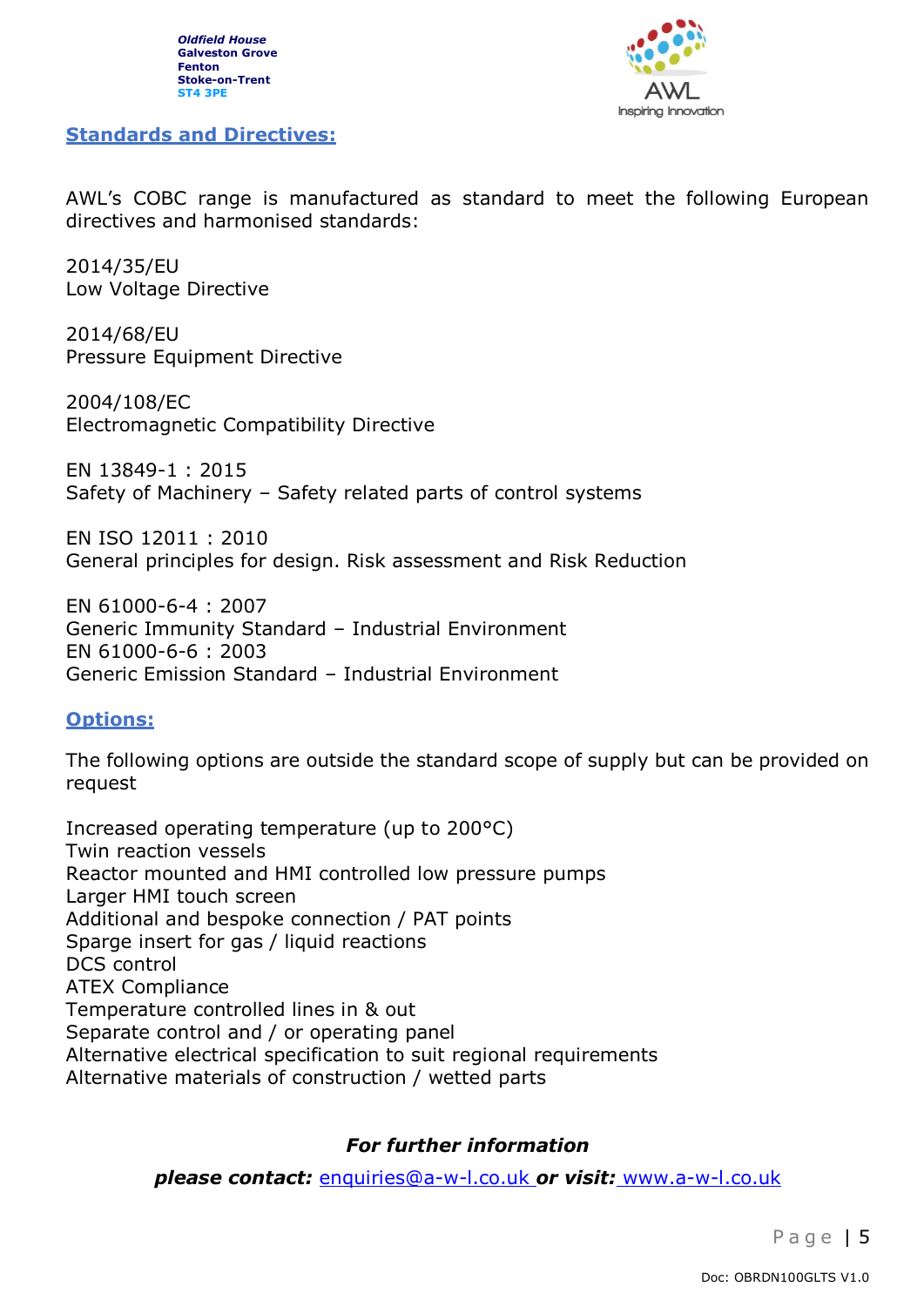## Standards and Directives:

AWL's COBC range is manufactured as standard to meet the following European directives and harmonised standards:

2014/35/EU
Low Voltage Directive

2014/68/EU
Pressure Equipment Directive

2004/108/EC
Electromagnetic Compatibility Directive

EN 13849-1 : 2015
Safety of Machinery – Safety related parts of control systems

EN ISO 12011 : 2010
General principles for design. Risk assessment and Risk Reduction

EN 61000-6-4 : 2007
Generic Immunity Standard – Industrial Environment
EN 61000-6-6 : 2003
Generic Emission Standard – Industrial Environment

## Options:

The following options are outside the standard scope of supply but can be provided on request

Increased operating temperature (up to 200°C)
Twin reaction vessels
Reactor mounted and HMI controlled low pressure pumps
Larger HMI touch screen
Additional and bespoke connection / PAT points
Sparge insert for gas / liquid reactions
DCS control
ATEX Compliance
Temperature controlled lines in & out
Separate control and / or operating panel
Alternative electrical specification to suit regional requirements
Alternative materials of construction / wetted parts

***For further information***

***please contact:*** enquiries@a-w-l.co.uk ***or visit:*** www.a-w-l.co.uk